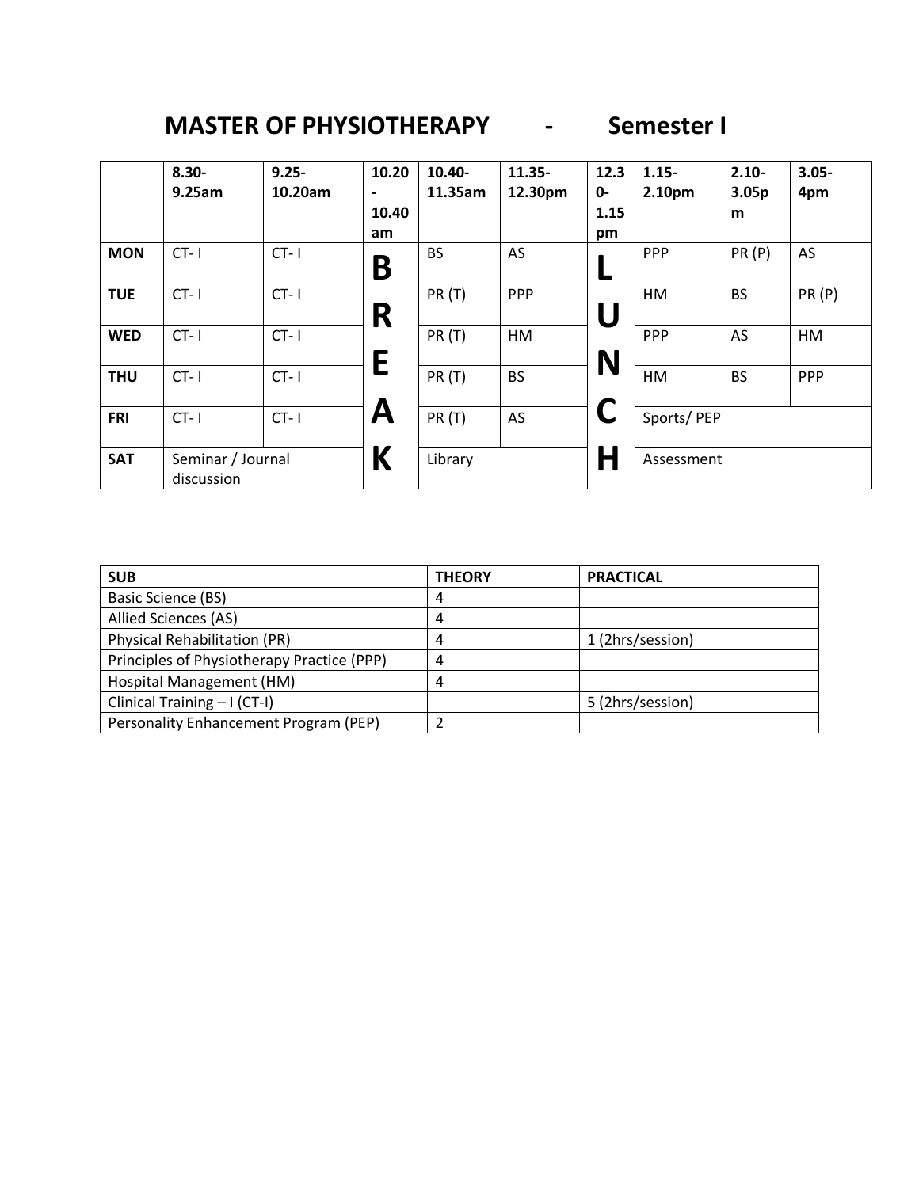# MASTER OF PHYSIOTHERAPY - Semester I

| | 8.30-9.25am | 9.25-10.20am | 10.20-10.40 am | 10.40-11.35am | 11.35-12.30pm | 12.30-1.15 pm | 1.15-2.10pm | 2.10-3.05pm | 3.05-4pm |
|---|---|---|---|---|---|---|---|---|---|
| **MON** | CT- I | CT- I | **B** | BS | AS | **L** | PPP | PR (P) | AS |
| **TUE** | CT- I | CT- I | **R** | PR (T) | PPP | **U** | HM | BS | PR (P) |
| **WED** | CT- I | CT- I | **E** | PR (T) | HM | **N** | PPP | AS | HM |
| **THU** | CT- I | CT- I | | PR (T) | BS | | HM | BS | PPP |
| **FRI** | CT- I | CT- I | **A** | PR (T) | AS | **C** | Sports/ PEP | | |
| **SAT** | Seminar / Journal discussion | | **K** | Library | | **H** | Assessment | | |

| SUB | THEORY | PRACTICAL |
|---|---|---|
| Basic Science (BS) | 4 | |
| Allied Sciences (AS) | 4 | |
| Physical Rehabilitation (PR) | 4 | 1 (2hrs/session) |
| Principles of Physiotherapy Practice (PPP) | 4 | |
| Hospital Management (HM) | 4 | |
| Clinical Training – I (CT-I) | | 5 (2hrs/session) |
| Personality Enhancement Program (PEP) | 2 | |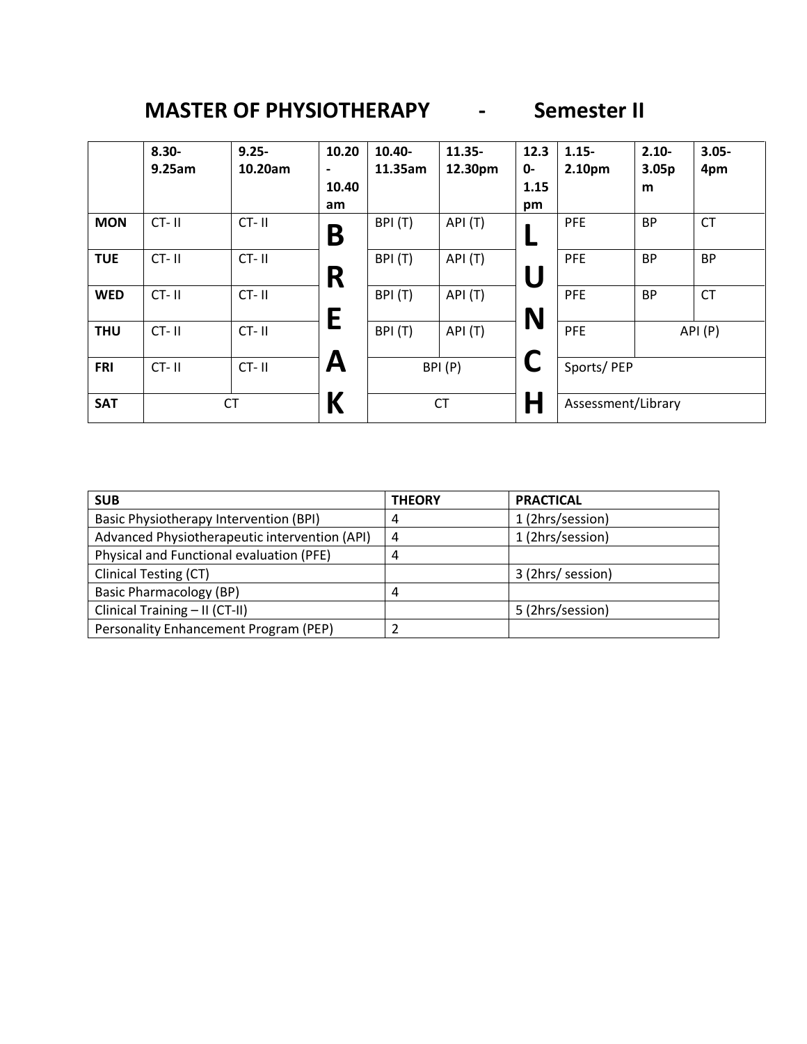# MASTER OF PHYSIOTHERAPY - Semester II

| | 8.30-9.25am | 9.25-10.20am | 10.20-10.40 am | 10.40-11.35am | 11.35-12.30pm | 12.30-1.15 pm | 1.15-2.10pm | 2.10-3.05pm | 3.05-4pm |
|---|---|---|---|---|---|---|---|---|---|
| **MON** | CT- II | CT- II | **B** | BPI (T) | API (T) | **L** | PFE | BP | CT |
| **TUE** | CT- II | CT- II | **R** | BPI (T) | API (T) | **U** | PFE | BP | BP |
| **WED** | CT- II | CT- II | **E** | BPI (T) | API (T) | **N** | PFE | BP | CT |
| **THU** | CT- II | CT- II | **A** | BPI (T) | API (T) | **C** | PFE | API (P) | |
| **FRI** | CT- II | CT- II | **K** | BPI (P) | | **H** | Sports/ PEP | | |
| **SAT** | CT | | | CT | | | Assessment/Library | | |

| SUB | THEORY | PRACTICAL |
|---|---|---|
| Basic Physiotherapy Intervention (BPI) | 4 | 1 (2hrs/session) |
| Advanced Physiotherapeutic intervention (API) | 4 | 1 (2hrs/session) |
| Physical and Functional evaluation (PFE) | 4 | |
| Clinical Testing (CT) | | 3 (2hrs/ session) |
| Basic Pharmacology (BP) | 4 | |
| Clinical Training – II (CT-II) | | 5 (2hrs/session) |
| Personality Enhancement Program (PEP) | 2 | |